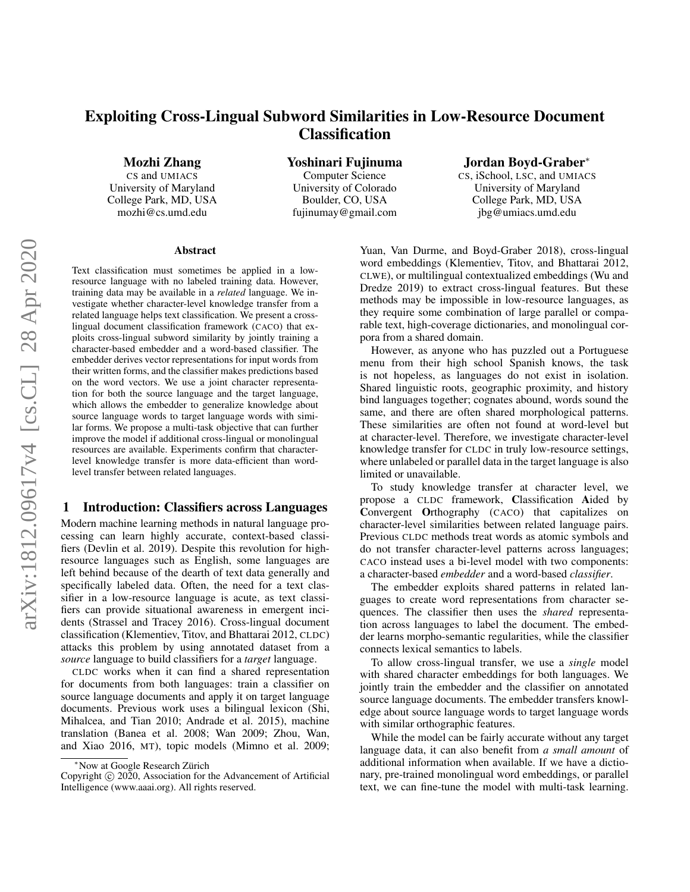# Exploiting Cross-Lingual Subword Similarities in Low-Resource Document Classification

**Mozhi Zhang**
CS and UMIACS
University of Maryland
College Park, MD, USA
mozhi@cs.umd.edu

**Yoshinari Fujinuma**
Computer Science
University of Colorado
Boulder, CO, USA
fujinumay@gmail.com

**Jordan Boyd-Graber***
CS, iSchool, LSC, and UMIACS
University of Maryland
College Park, MD, USA
jbg@umiacs.umd.edu

## Abstract

Text classification must sometimes be applied in a low-resource language with no labeled training data. However, training data may be available in a *related* language. We investigate whether character-level knowledge transfer from a related language helps text classification. We present a cross-lingual document classification framework (CACO) that exploits cross-lingual subword similarity by jointly training a character-based embedder and a word-based classifier. The embedder derives vector representations for input words from their written forms, and the classifier makes predictions based on the word vectors. We use a joint character representation for both the source language and the target language, which allows the embedder to generalize knowledge about source language words to target language words with similar forms. We propose a multi-task objective that can further improve the model if additional cross-lingual or monolingual resources are available. Experiments confirm that character-level knowledge transfer is more data-efficient than word-level transfer between related languages.

## 1 Introduction: Classifiers across Languages

Modern machine learning methods in natural language processing can learn highly accurate, context-based classifiers (Devlin et al. 2019). Despite this revolution for high-resource languages such as English, some languages are left behind because of the dearth of text data generally and specifically labeled data. Often, the need for a text classifier in a low-resource language is acute, as text classifiers can provide situational awareness in emergent incidents (Strassel and Tracey 2016). Cross-lingual document classification (Klementiev, Titov, and Bhattarai 2012, CLDC) attacks this problem by using annotated dataset from a *source* language to build classifiers for a *target* language.

CLDC works when it can find a shared representation for documents from both languages: train a classifier on source language documents and apply it on target language documents. Previous work uses a bilingual lexicon (Shi, Mihalcea, and Tian 2010; Andrade et al. 2015), machine translation (Banea et al. 2008; Wan 2009; Zhou, Wan, and Xiao 2016, MT), topic models (Mimno et al. 2009; Yuan, Van Durme, and Boyd-Graber 2018), cross-lingual word embeddings (Klementiev, Titov, and Bhattarai 2012, CLWE), or multilingual contextualized embeddings (Wu and Dredze 2019) to extract cross-lingual features. But these methods may be impossible in low-resource languages, as they require some combination of large parallel or comparable text, high-coverage dictionaries, and monolingual corpora from a shared domain.

However, as anyone who has puzzled out a Portuguese menu from their high school Spanish knows, the task is not hopeless, as languages do not exist in isolation. Shared linguistic roots, geographic proximity, and history bind languages together; cognates abound, words sound the same, and there are often shared morphological patterns. These similarities are often not found at word-level but at character-level. Therefore, we investigate character-level knowledge transfer for CLDC in truly low-resource settings, where unlabeled or parallel data in the target language is also limited or unavailable.

To study knowledge transfer at character level, we propose a CLDC framework, **C**lassification **A**ided by **C**onvergent **O**rthography (CACO) that capitalizes on character-level similarities between related language pairs. Previous CLDC methods treat words as atomic symbols and do not transfer character-level patterns across languages; CACO instead uses a bi-level model with two components: a character-based *embedder* and a word-based *classifier*.

The embedder exploits shared patterns in related languages to create word representations from character sequences. The classifier then uses the *shared* representation across languages to label the document. The embedder learns morpho-semantic regularities, while the classifier connects lexical semantics to labels.

To allow cross-lingual transfer, we use a *single* model with shared character embeddings for both languages. We jointly train the embedder and the classifier on annotated source language documents. The embedder transfers knowledge about source language words to target language words with similar orthographic features.

While the model can be fairly accurate without any target language data, it can also benefit from *a small amount* of additional information when available. If we have a dictionary, pre-trained monolingual word embeddings, or parallel text, we can fine-tune the model with multi-task learning.

*Now at Google Research Zürich

Copyright © 2020, Association for the Advancement of Artificial Intelligence (www.aaai.org). All rights reserved.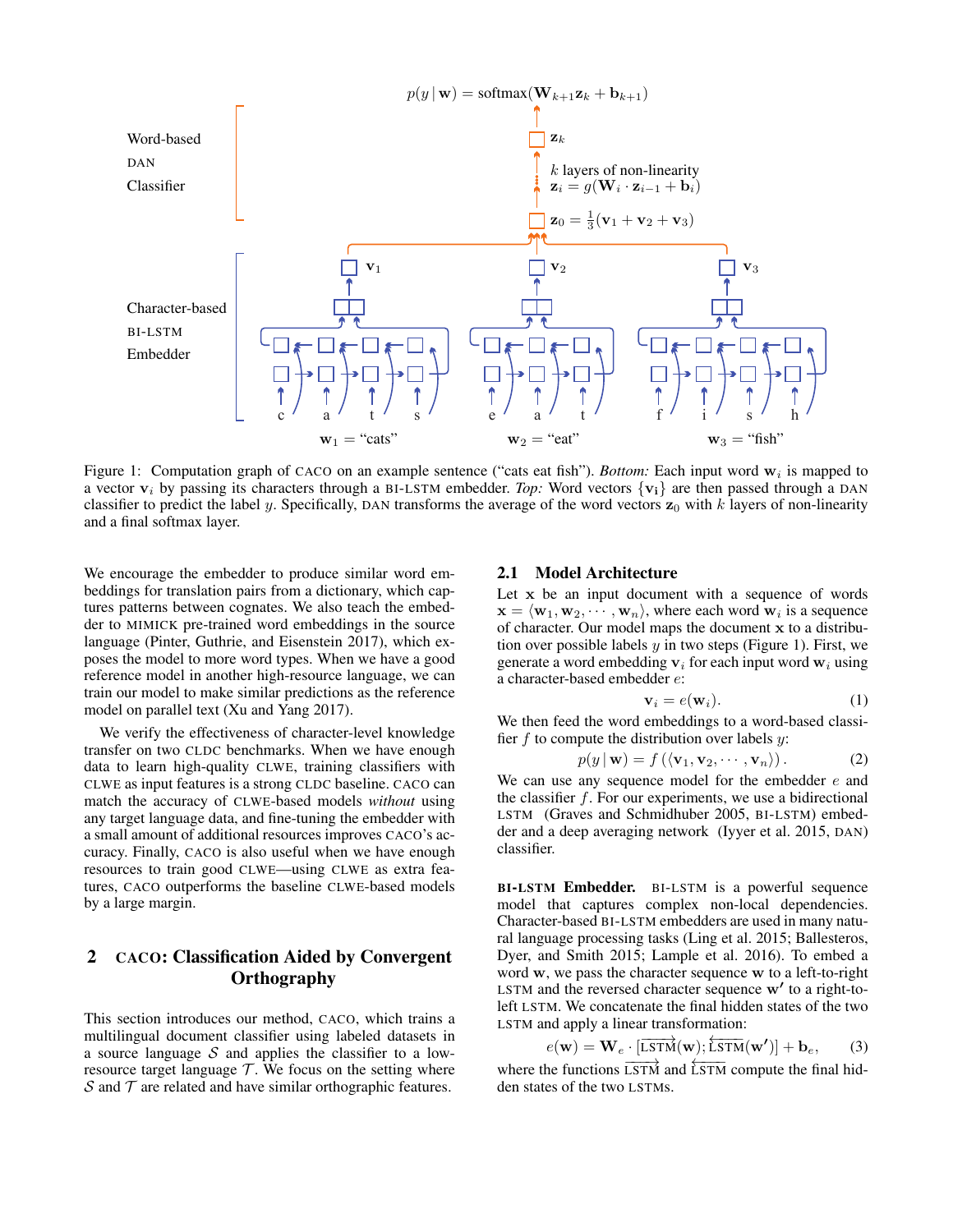Figure 1: Computation graph of CACO on an example sentence ("cats eat fish"). *Bottom:* Each input word $\mathbf{w}_i$ is mapped to a vector $\mathbf{v}_i$ by passing its characters through a BI-LSTM embedder. *Top:* Word vectors $\{\mathbf{v_i}\}$ are then passed through a DAN classifier to predict the label $y$. Specifically, DAN transforms the average of the word vectors $\mathbf{z}_0$ with $k$ layers of non-linearity and a final softmax layer.

We encourage the embedder to produce similar word embeddings for translation pairs from a dictionary, which captures patterns between cognates. We also teach the embedder to MIMICK pre-trained word embeddings in the source language (Pinter, Guthrie, and Eisenstein 2017), which exposes the model to more word types. When we have a good reference model in another high-resource language, we can train our model to make similar predictions as the reference model on parallel text (Xu and Yang 2017).

We verify the effectiveness of character-level knowledge transfer on two CLDC benchmarks. When we have enough data to learn high-quality CLWE, training classifiers with CLWE as input features is a strong CLDC baseline. CACO can match the accuracy of CLWE-based models *without* using any target language data, and fine-tuning the embedder with a small amount of additional resources improves CACO's accuracy. Finally, CACO is also useful when we have enough resources to train good CLWE—using CLWE as extra features, CACO outperforms the baseline CLWE-based models by a large margin.

## 2 CACO: Classification Aided by Convergent Orthography

This section introduces our method, CACO, which trains a multilingual document classifier using labeled datasets in a source language $\mathcal{S}$ and applies the classifier to a low-resource target language $\mathcal{T}$. We focus on the setting where $\mathcal{S}$ and $\mathcal{T}$ are related and have similar orthographic features.

### 2.1 Model Architecture

Let $\mathbf{x}$ be an input document with a sequence of words $\mathbf{x} = \langle \mathbf{w}_1, \mathbf{w}_2, \cdots, \mathbf{w}_n \rangle$, where each word $\mathbf{w}_i$ is a sequence of character. Our model maps the document $\mathbf{x}$ to a distribution over possible labels $y$ in two steps (Figure 1). First, we generate a word embedding $\mathbf{v}_i$ for each input word $\mathbf{w}_i$ using a character-based embedder $e$:

$$\mathbf{v}_i = e(\mathbf{w}_i). \tag{1}$$

We then feed the word embeddings to a word-based classifier $f$ to compute the distribution over labels $y$:

$$p(y \mid \mathbf{w}) = f\left(\langle \mathbf{v}_1, \mathbf{v}_2, \cdots, \mathbf{v}_n \rangle\right). \tag{2}$$

We can use any sequence model for the embedder $e$ and the classifier $f$. For our experiments, we use a bidirectional LSTM (Graves and Schmidhuber 2005, BI-LSTM) embedder and a deep averaging network (Iyyer et al. 2015, DAN) classifier.

**BI-LSTM Embedder.** BI-LSTM is a powerful sequence model that captures complex non-local dependencies. Character-based BI-LSTM embedders are used in many natural language processing tasks (Ling et al. 2015; Ballesteros, Dyer, and Smith 2015; Lample et al. 2016). To embed a word $\mathbf{w}$, we pass the character sequence $\mathbf{w}$ to a left-to-right LSTM and the reversed character sequence $\mathbf{w'}$ to a right-to-left LSTM. We concatenate the final hidden states of the two LSTM and apply a linear transformation:

$$e(\mathbf{w}) = \mathbf{W}_e \cdot [\overrightarrow{\text{LSTM}}(\mathbf{w}); \overleftarrow{\text{LSTM}}(\mathbf{w'})] + \mathbf{b}_e, \tag{3}$$

where the functions $\overrightarrow{\text{LSTM}}$ and $\overleftarrow{\text{LSTM}}$ compute the final hidden states of the two LSTMs.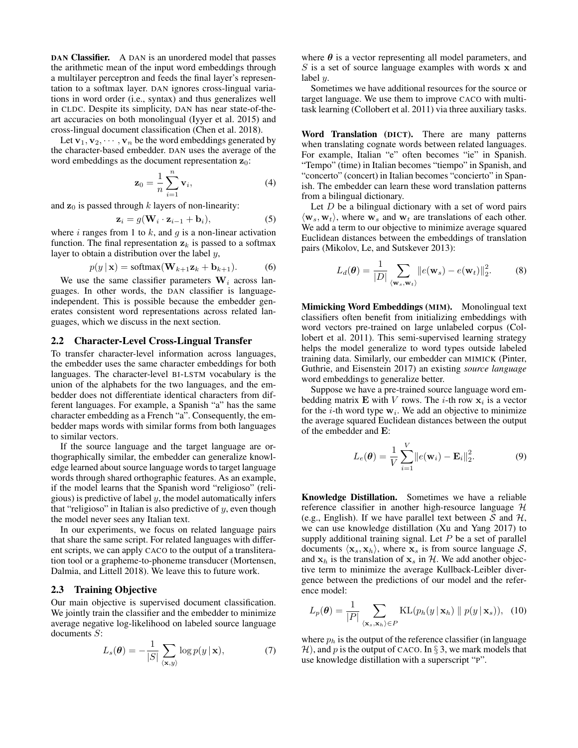**DAN Classifier.** A DAN is an unordered model that passes the arithmetic mean of the input word embeddings through a multilayer perceptron and feeds the final layer's representation to a softmax layer. DAN ignores cross-lingual variations in word order (i.e., syntax) and thus generalizes well in CLDC. Despite its simplicity, DAN has near state-of-the-art accuracies on both monolingual (Iyyer et al. 2015) and cross-lingual document classification (Chen et al. 2018).

Let $\mathbf{v}_1, \mathbf{v}_2, \cdots, \mathbf{v}_n$ be the word embeddings generated by the character-based embedder. DAN uses the average of the word embeddings as the document representation $\mathbf{z}_0$:

$$\mathbf{z}_0 = \frac{1}{n}\sum_{i=1}^{n} \mathbf{v}_i, \tag{4}$$

and $\mathbf{z}_0$ is passed through $k$ layers of non-linearity:

$$\mathbf{z}_i = g(\mathbf{W}_i \cdot \mathbf{z}_{i-1} + \mathbf{b}_i), \tag{5}$$

where $i$ ranges from 1 to $k$, and $g$ is a non-linear activation function. The final representation $\mathbf{z}_k$ is passed to a softmax layer to obtain a distribution over the label $y$,

$$p(y \mid \mathbf{x}) = \text{softmax}(\mathbf{W}_{k+1}\mathbf{z}_k + \mathbf{b}_{k+1}). \tag{6}$$

We use the same classifier parameters $\mathbf{W}_i$ across languages. In other words, the DAN classifier is language-independent. This is possible because the embedder generates consistent word representations across related languages, which we discuss in the next section.

## 2.2 Character-Level Cross-Lingual Transfer

To transfer character-level information across languages, the embedder uses the same character embeddings for both languages. The character-level BI-LSTM vocabulary is the union of the alphabets for the two languages, and the embedder does not differentiate identical characters from different languages. For example, a Spanish "a" has the same character embedding as a French "a". Consequently, the embedder maps words with similar forms from both languages to similar vectors.

If the source language and the target language are orthographically similar, the embedder can generalize knowledge learned about source language words to target language words through shared orthographic features. As an example, if the model learns that the Spanish word "religioso" (religious) is predictive of label $y$, the model automatically infers that "religioso" in Italian is also predictive of $y$, even though the model never sees any Italian text.

In our experiments, we focus on related language pairs that share the same script. For related languages with different scripts, we can apply CACO to the output of a transliteration tool or a grapheme-to-phoneme transducer (Mortensen, Dalmia, and Littell 2018). We leave this to future work.

## 2.3 Training Objective

Our main objective is supervised document classification. We jointly train the classifier and the embedder to minimize average negative log-likelihood on labeled source language documents $S$:

$$L_s(\boldsymbol{\theta}) = -\frac{1}{|S|}\sum_{\langle \mathbf{x}, y\rangle} \log p(y \mid \mathbf{x}), \tag{7}$$

where $\boldsymbol{\theta}$ is a vector representing all model parameters, and $S$ is a set of source language examples with words $\mathbf{x}$ and label $y$.

Sometimes we have additional resources for the source or target language. We use them to improve CACO with multi-task learning (Collobert et al. 2011) via three auxiliary tasks.

**Word Translation (DICT).** There are many patterns when translating cognate words between related languages. For example, Italian "e" often becomes "ie" in Spanish. "Tempo" (time) in Italian becomes "tiempo" in Spanish, and "concerto" (concert) in Italian becomes "concierto" in Spanish. The embedder can learn these word translation patterns from a bilingual dictionary.

Let $D$ be a bilingual dictionary with a set of word pairs $\langle \mathbf{w}_s, \mathbf{w}_t\rangle$, where $\mathbf{w}_s$ and $\mathbf{w}_t$ are translations of each other. We add a term to our objective to minimize average squared Euclidean distances between the embeddings of translation pairs (Mikolov, Le, and Sutskever 2013):

$$L_d(\boldsymbol{\theta}) = \frac{1}{|D|}\sum_{\langle \mathbf{w}_s, \mathbf{w}_t\rangle} \|e(\mathbf{w}_s) - e(\mathbf{w}_t)\|_2^2. \tag{8}$$

**Mimicking Word Embeddings (MIM).** Monolingual text classifiers often benefit from initializing embeddings with word vectors pre-trained on large unlabeled corpus (Collobert et al. 2011). This semi-supervised learning strategy helps the model generalize to word types outside labeled training data. Similarly, our embedder can MIMICK (Pinter, Guthrie, and Eisenstein 2017) an existing *source language* word embeddings to generalize better.

Suppose we have a pre-trained source language word embedding matrix $\mathbf{E}$ with $V$ rows. The $i$-th row $\mathbf{x}_i$ is a vector for the $i$-th word type $\mathbf{w}_i$. We add an objective to minimize the average squared Euclidean distances between the output of the embedder and $\mathbf{E}$:

$$L_e(\boldsymbol{\theta}) = \frac{1}{V}\sum_{i=1}^{V} \|e(\mathbf{w}_i) - \mathbf{E}_i\|_2^2. \tag{9}$$

**Knowledge Distillation.** Sometimes we have a reliable reference classifier in another high-resource language $\mathcal{H}$ (e.g., English). If we have parallel text between $\mathcal{S}$ and $\mathcal{H}$, we can use knowledge distillation (Xu and Yang 2017) to supply additional training signal. Let $P$ be a set of parallel documents $\langle \mathbf{x}_s, \mathbf{x}_h\rangle$, where $\mathbf{x}_s$ is from source language $\mathcal{S}$, and $\mathbf{x}_h$ is the translation of $\mathbf{x}_s$ in $\mathcal{H}$. We add another objective term to minimize the average Kullback-Leibler divergence between the predictions of our model and the reference model:

$$L_p(\boldsymbol{\theta}) = \frac{1}{|P|}\sum_{\langle \mathbf{x}_s, \mathbf{x}_h\rangle \in P} \text{KL}(p_h(y \mid \mathbf{x}_h) \parallel p(y \mid \mathbf{x}_s)), \tag{10}$$

where $p_h$ is the output of the reference classifier (in language $\mathcal{H}$), and $p$ is the output of CACO. In § 3, we mark models that use knowledge distillation with a superscript "P".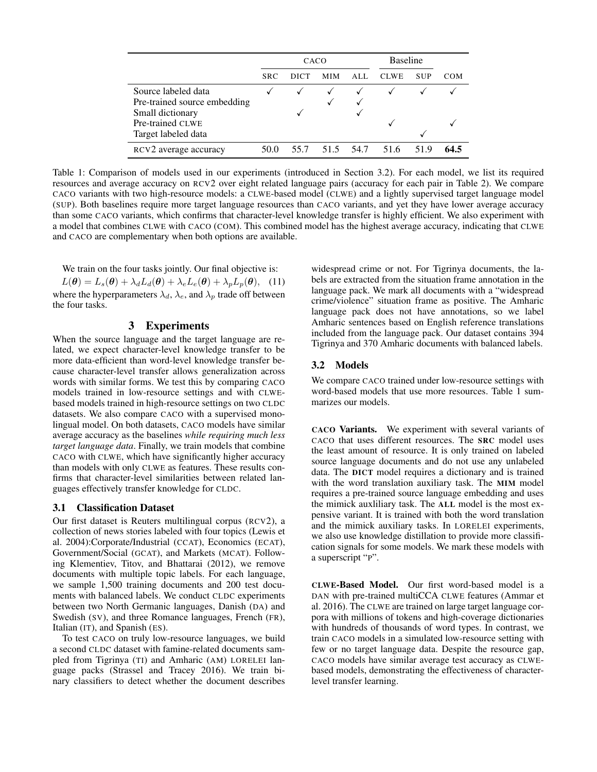| | CACO | | | | Baseline | | |
|---|---|---|---|---|---|---|---|
| | SRC | DICT | MIM | ALL | CLWE | SUP | COM |
| Source labeled data | ✓ | ✓ | ✓ | ✓ | ✓ | ✓ | ✓ |
| Pre-trained source embedding | | | ✓ | ✓ | | | |
| Small dictionary | | ✓ | | ✓ | | | |
| Pre-trained CLWE | | | | | ✓ | | ✓ |
| Target labeled data | | | | | | ✓ | |
| RCV2 average accuracy | 50.0 | 55.7 | 51.5 | 54.7 | 51.6 | 51.9 | **64.5** |

Table 1: Comparison of models used in our experiments (introduced in Section 3.2). For each model, we list its required resources and average accuracy on RCV2 over eight related language pairs (accuracy for each pair in Table 2). We compare CACO variants with two high-resource models: a CLWE-based model (CLWE) and a lightly supervised target language model (SUP). Both baselines require more target language resources than CACO variants, and yet they have lower average accuracy than some CACO variants, which confirms that character-level knowledge transfer is highly efficient. We also experiment with a model that combines CLWE with CACO (COM). This combined model has the highest average accuracy, indicating that CLWE and CACO are complementary when both options are available.

We train on the four tasks jointly. Our final objective is:

$$L(\boldsymbol{\theta}) = L_s(\boldsymbol{\theta}) + \lambda_d L_d(\boldsymbol{\theta}) + \lambda_e L_e(\boldsymbol{\theta}) + \lambda_p L_p(\boldsymbol{\theta}), \quad (11)$$

where the hyperparameters $\lambda_d$, $\lambda_e$, and $\lambda_p$ trade off between the four tasks.

## 3 Experiments

When the source language and the target language are related, we expect character-level knowledge transfer to be more data-efficient than word-level knowledge transfer because character-level transfer allows generalization across words with similar forms. We test this by comparing CACO models trained in low-resource settings and with CLWE-based models trained in high-resource settings on two CLDC datasets. We also compare CACO with a supervised monolingual model. On both datasets, CACO models have similar average accuracy as the baselines *while requiring much less target language data*. Finally, we train models that combine CACO with CLWE, which have significantly higher accuracy than models with only CLWE as features. These results confirm that character-level similarities between related languages effectively transfer knowledge for CLDC.

### 3.1 Classification Dataset

Our first dataset is Reuters multilingual corpus (RCV2), a collection of news stories labeled with four topics (Lewis et al. 2004):Corporate/Industrial (CCAT), Economics (ECAT), Government/Social (GCAT), and Markets (MCAT). Following Klementiev, Titov, and Bhattarai (2012), we remove documents with multiple topic labels. For each language, we sample 1,500 training documents and 200 test documents with balanced labels. We conduct CLDC experiments between two North Germanic languages, Danish (DA) and Swedish (SV), and three Romance languages, French (FR), Italian (IT), and Spanish (ES).

To test CACO on truly low-resource languages, we build a second CLDC dataset with famine-related documents sampled from Tigrinya (TI) and Amharic (AM) LORELEI language packs (Strassel and Tracey 2016). We train binary classifiers to detect whether the document describes widespread crime or not. For Tigrinya documents, the labels are extracted from the situation frame annotation in the language pack. We mark all documents with a "widespread crime/violence" situation frame as positive. The Amharic language pack does not have annotations, so we label Amharic sentences based on English reference translations included from the language pack. Our dataset contains 394 Tigrinya and 370 Amharic documents with balanced labels.

### 3.2 Models

We compare CACO trained under low-resource settings with word-based models that use more resources. Table 1 summarizes our models.

**CACO Variants.** We experiment with several variants of CACO that uses different resources. The **SRC** model uses the least amount of resource. It is only trained on labeled source language documents and do not use any unlabeled data. The **DICT** model requires a dictionary and is trained with the word translation auxiliary task. The **MIM** model requires a pre-trained source language embedding and uses the mimick auxliliary task. The **ALL** model is the most expensive variant. It is trained with both the word translation and the mimick auxiliary tasks. In LORELEI experiments, we also use knowledge distillation to provide more classification signals for some models. We mark these models with a superscript "P".

**CLWE-Based Model.** Our first word-based model is a DAN with pre-trained multiCCA CLWE features (Ammar et al. 2016). The CLWE are trained on large target language corpora with millions of tokens and high-coverage dictionaries with hundreds of thousands of word types. In contrast, we train CACO models in a simulated low-resource setting with few or no target language data. Despite the resource gap, CACO models have similar average test accuracy as CLWE-based models, demonstrating the effectiveness of character-level transfer learning.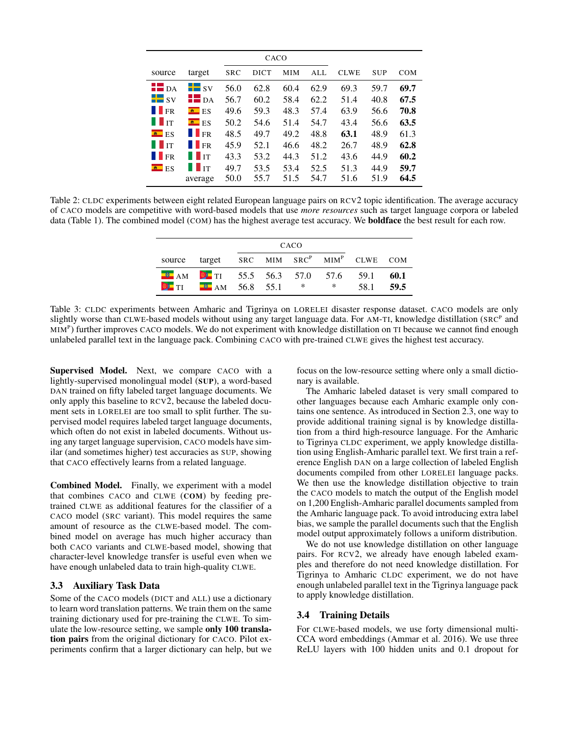| source | target | CACO | | | | CLWE | SUP | COM |
|---|---|---|---|---|---|---|---|---|
| | | SRC | DICT | MIM | ALL | | | |
| DA | SV | 56.0 | 62.8 | 60.4 | 62.9 | 69.3 | 59.7 | **69.7** |
| SV | DA | 56.7 | 60.2 | 58.4 | 62.2 | 51.4 | 40.8 | **67.5** |
| FR | ES | 49.6 | 59.3 | 48.3 | 57.4 | 63.9 | 56.6 | **70.8** |
| IT | ES | 50.2 | 54.6 | 51.4 | 54.7 | 43.4 | 56.6 | **63.5** |
| ES | FR | 48.5 | 49.7 | 49.2 | 48.8 | **63.1** | 48.9 | 61.3 |
| IT | FR | 45.9 | 52.1 | 46.6 | 48.2 | 26.7 | 48.9 | **62.8** |
| FR | IT | 43.3 | 53.2 | 44.3 | 51.2 | 43.6 | 44.9 | **60.2** |
| ES | IT | 49.7 | 53.5 | 53.4 | 52.5 | 51.3 | 44.9 | **59.7** |
| | average | 50.0 | 55.7 | 51.5 | 54.7 | 51.6 | 51.9 | **64.5** |

Table 2: CLDC experiments between eight related European language pairs on RCV2 topic identification. The average accuracy of CACO models are competitive with word-based models that use *more resources* such as target language corpora or labeled data (Table 1). The combined model (COM) has the highest average test accuracy. We **boldface** the best result for each row.

| source | target | CACO | | | | CLWE | COM |
|---|---|---|---|---|---|---|---|
| | | SRC | MIM | SRC$^{P}$ | MIM$^{P}$ | | |
| AM | TI | 55.5 | 56.3 | 57.0 | 57.6 | 59.1 | **60.1** |
| TI | AM | 56.8 | 55.1 | * | * | 58.1 | **59.5** |

Table 3: CLDC experiments between Amharic and Tigrinya on LORELEI disaster response dataset. CACO models are only slightly worse than CLWE-based models without using any target language data. For AM-TI, knowledge distillation (SRC$^{P}$ and MIM$^{P}$) further improves CACO models. We do not experiment with knowledge distillation on TI because we cannot find enough unlabeled parallel text in the language pack. Combining CACO with pre-trained CLWE gives the highest test accuracy.

**Supervised Model.** Next, we compare CACO with a lightly-supervised monolingual model (**SUP**), a word-based DAN trained on fifty labeled target language documents. We only apply this baseline to RCV2, because the labeled document sets in LORELEI are too small to split further. The supervised model requires labeled target language documents, which often do not exist in labeled documents. Without using any target language supervision, CACO models have similar (and sometimes higher) test accuracies as SUP, showing that CACO effectively learns from a related language.

**Combined Model.** Finally, we experiment with a model that combines CACO and CLWE (**COM**) by feeding pre-trained CLWE as additional features for the classifier of a CACO model (SRC variant). This model requires the same amount of resource as the CLWE-based model. The combined model on average has much higher accuracy than both CACO variants and CLWE-based model, showing that character-level knowledge transfer is useful even when we have enough unlabeled data to train high-quality CLWE.

### 3.3 Auxiliary Task Data

Some of the CACO models (DICT and ALL) use a dictionary to learn word translation patterns. We train them on the same training dictionary used for pre-training the CLWE. To simulate the low-resource setting, we sample **only 100 translation pairs** from the original dictionary for CACO. Pilot experiments confirm that a larger dictionary can help, but we focus on the low-resource setting where only a small dictionary is available.

The Amharic labeled dataset is very small compared to other languages because each Amharic example only contains one sentence. As introduced in Section 2.3, one way to provide additional training signal is by knowledge distillation from a third high-resource language. For the Amharic to Tigrinya CLDC experiment, we apply knowledge distillation using English-Amharic parallel text. We first train a reference English DAN on a large collection of labeled English documents compiled from other LORELEI language packs. We then use the knowledge distillation objective to train the CACO models to match the output of the English model on 1,200 English-Amharic parallel documents sampled from the Amharic language pack. To avoid introducing extra label bias, we sample the parallel documents such that the English model output approximately follows a uniform distribution.

We do not use knowledge distillation on other language pairs. For RCV2, we already have enough labeled examples and therefore do not need knowledge distillation. For Tigrinya to Amharic CLDC experiment, we do not have enough unlabeled parallel text in the Tigrinya language pack to apply knowledge distillation.

### 3.4 Training Details

For CLWE-based models, we use forty dimensional multi-CCA word embeddings (Ammar et al. 2016). We use three ReLU layers with 100 hidden units and 0.1 dropout for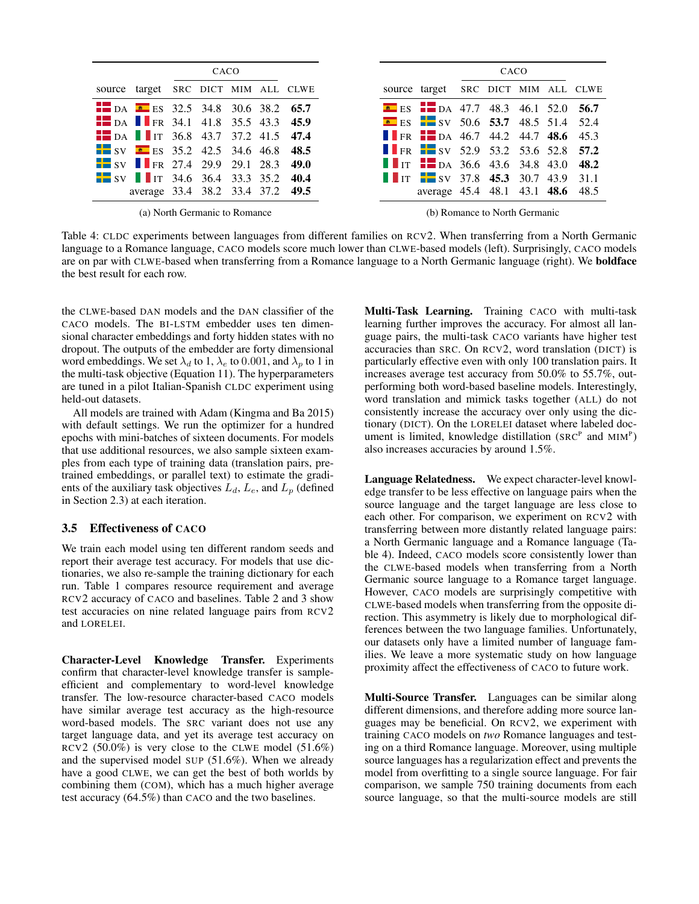| source | target | CACO SRC | CACO DICT | CACO MIM | CACO ALL | CLWE |
|---|---|---|---|---|---|---|
| DA | ES | 32.5 | 34.8 | 30.6 | 38.2 | **65.7** |
| DA | FR | 34.1 | 41.8 | 35.5 | 43.3 | **45.9** |
| DA | IT | 36.8 | 43.7 | 37.2 | 41.5 | **47.4** |
| SV | ES | 35.2 | 42.5 | 34.6 | 46.8 | **48.5** |
| SV | FR | 27.4 | 29.9 | 29.1 | 28.3 | **49.0** |
| SV | IT | 34.6 | 36.4 | 33.3 | 35.2 | **40.4** |
| | average | 33.4 | 38.2 | 33.4 | 37.2 | **49.5** |

(a) North Germanic to Romance

| source | target | CACO SRC | CACO DICT | CACO MIM | CACO ALL | CLWE |
|---|---|---|---|---|---|---|
| ES | DA | 47.7 | 48.3 | 46.1 | 52.0 | **56.7** |
| ES | SV | 50.6 | **53.7** | 48.5 | 51.4 | 52.4 |
| FR | DA | 46.7 | 44.2 | 44.7 | **48.6** | 45.3 |
| FR | SV | 52.9 | 53.2 | 53.6 | 52.8 | **57.2** |
| IT | DA | 36.6 | 43.6 | 34.8 | 43.0 | **48.2** |
| IT | SV | 37.8 | **45.3** | 30.7 | 43.9 | 31.1 |
| | average | 45.4 | 48.1 | 43.1 | **48.6** | 48.5 |

(b) Romance to North Germanic

Table 4: CLDC experiments between languages from different families on RCV2. When transferring from a North Germanic language to a Romance language, CACO models score much lower than CLWE-based models (left). Surprisingly, CACO models are on par with CLWE-based when transferring from a Romance language to a North Germanic language (right). We **boldface** the best result for each row.

the CLWE-based DAN models and the DAN classifier of the CACO models. The BI-LSTM embedder uses ten dimensional character embeddings and forty hidden states with no dropout. The outputs of the embedder are forty dimensional word embeddings. We set $\lambda_d$ to 1, $\lambda_e$ to 0.001, and $\lambda_p$ to 1 in the multi-task objective (Equation 11). The hyperparameters are tuned in a pilot Italian-Spanish CLDC experiment using held-out datasets.

All models are trained with Adam (Kingma and Ba 2015) with default settings. We run the optimizer for a hundred epochs with mini-batches of sixteen documents. For models that use additional resources, we also sample sixteen examples from each type of training data (translation pairs, pre-trained embeddings, or parallel text) to estimate the gradients of the auxiliary task objectives $L_d$, $L_e$, and $L_p$ (defined in Section 2.3) at each iteration.

### 3.5 Effectiveness of CACO

We train each model using ten different random seeds and report their average test accuracy. For models that use dictionaries, we also re-sample the training dictionary for each run. Table 1 compares resource requirement and average RCV2 accuracy of CACO and baselines. Table 2 and 3 show test accuracies on nine related language pairs from RCV2 and LORELEI.

**Character-Level Knowledge Transfer.** Experiments confirm that character-level knowledge transfer is sample-efficient and complementary to word-level knowledge transfer. The low-resource character-based CACO models have similar average test accuracy as the high-resource word-based models. The SRC variant does not use any target language data, and yet its average test accuracy on RCV2 (50.0%) is very close to the CLWE model (51.6%) and the supervised model SUP (51.6%). When we already have a good CLWE, we can get the best of both worlds by combining them (COM), which has a much higher average test accuracy (64.5%) than CACO and the two baselines.

**Multi-Task Learning.** Training CACO with multi-task learning further improves the accuracy. For almost all language pairs, the multi-task CACO variants have higher test accuracies than SRC. On RCV2, word translation (DICT) is particularly effective even with only 100 translation pairs. It increases average test accuracy from 50.0% to 55.7%, outperforming both word-based baseline models. Interestingly, word translation and mimick tasks together (ALL) do not consistently increase the accuracy over only using the dictionary (DICT). On the LORELEI dataset where labeled document is limited, knowledge distillation ($\text{SRC}^{\text{P}}$ and $\text{MIM}^{\text{P}}$) also increases accuracies by around 1.5%.

**Language Relatedness.** We expect character-level knowledge transfer to be less effective on language pairs when the source language and the target language are less close to each other. For comparison, we experiment on RCV2 with transferring between more distantly related language pairs: a North Germanic language and a Romance language (Table 4). Indeed, CACO models score consistently lower than the CLWE-based models when transferring from a North Germanic source language to a Romance target language. However, CACO models are surprisingly competitive with CLWE-based models when transferring from the opposite direction. This asymmetry is likely due to morphological differences between the two language families. Unfortunately, our datasets only have a limited number of language families. We leave a more systematic study on how language proximity affect the effectiveness of CACO to future work.

**Multi-Source Transfer.** Languages can be similar along different dimensions, and therefore adding more source languages may be beneficial. On RCV2, we experiment with training CACO models on *two* Romance languages and testing on a third Romance language. Moreover, using multiple source languages has a regularization effect and prevents the model from overfitting to a single source language. For fair comparison, we sample 750 training documents from each source language, so that the multi-source models are still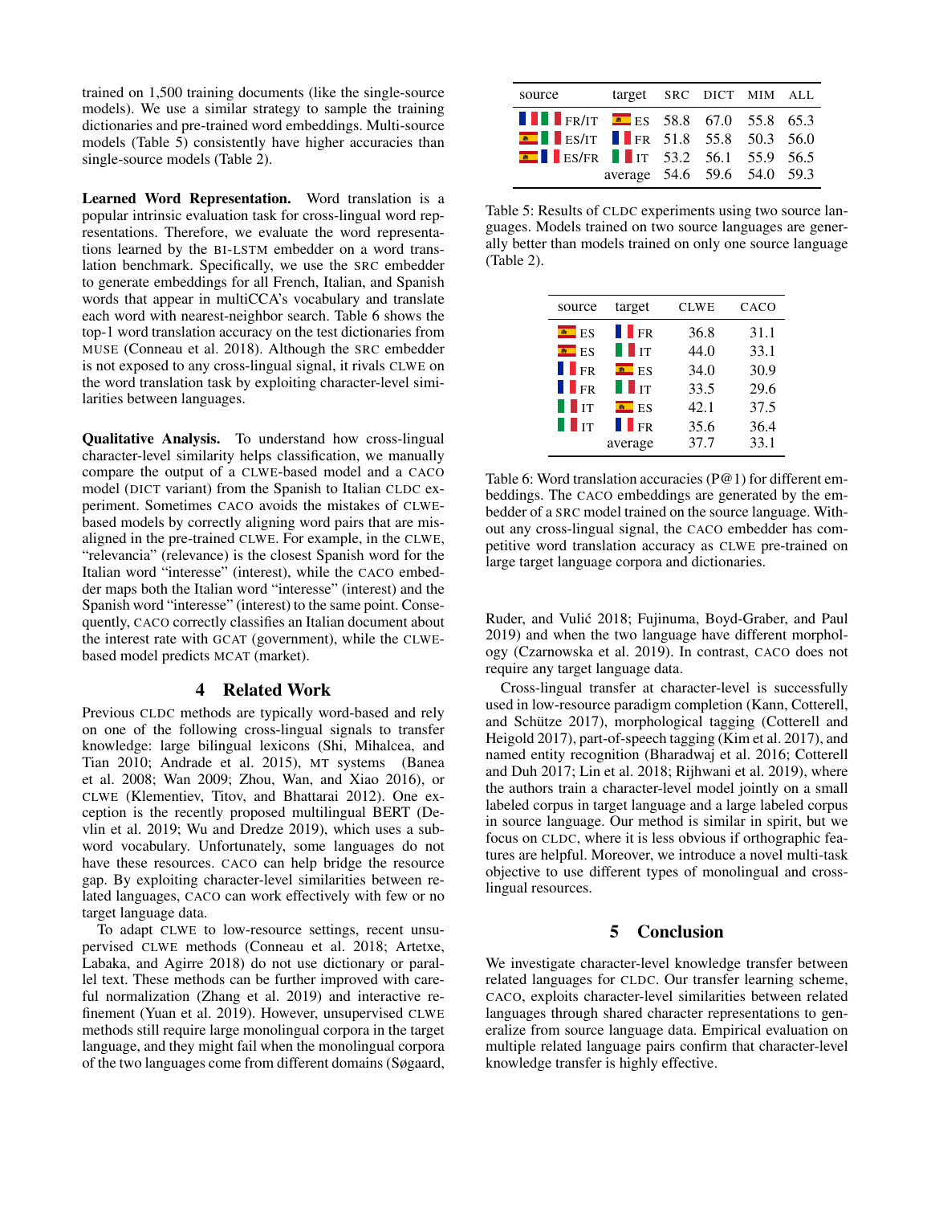trained on 1,500 training documents (like the single-source models). We use a similar strategy to sample the training dictionaries and pre-trained word embeddings. Multi-source models (Table 5) consistently have higher accuracies than single-source models (Table 2).

**Learned Word Representation.** Word translation is a popular intrinsic evaluation task for cross-lingual word representations. Therefore, we evaluate the word representations learned by the BI-LSTM embedder on a word translation benchmark. Specifically, we use the SRC embedder to generate embeddings for all French, Italian, and Spanish words that appear in multiCCA's vocabulary and translate each word with nearest-neighbor search. Table 6 shows the top-1 word translation accuracy on the test dictionaries from MUSE (Conneau et al. 2018). Although the SRC embedder is not exposed to any cross-lingual signal, it rivals CLWE on the word translation task by exploiting character-level similarities between languages.

**Qualitative Analysis.** To understand how cross-lingual character-level similarity helps classification, we manually compare the output of a CLWE-based model and a CACO model (DICT variant) from the Spanish to Italian CLDC experiment. Sometimes CACO avoids the mistakes of CLWE-based models by correctly aligning word pairs that are misaligned in the pre-trained CLWE. For example, in the CLWE, "relevancia" (relevance) is the closest Spanish word for the Italian word "interesse" (interest), while the CACO embedder maps both the Italian word "interesse" (interest) and the Spanish word "interesse" (interest) to the same point. Consequently, CACO correctly classifies an Italian document about the interest rate with GCAT (government), while the CLWE-based model predicts MCAT (market).

| source | target | SRC | DICT | MIM | ALL |
|---|---|---|---|---|---|
| FR/IT | ES | 58.8 | 67.0 | 55.8 | 65.3 |
| ES/IT | FR | 51.8 | 55.8 | 50.3 | 56.0 |
| ES/FR | IT | 53.2 | 56.1 | 55.9 | 56.5 |
| | average | 54.6 | 59.6 | 54.0 | 59.3 |

Table 5: Results of CLDC experiments using two source languages. Models trained on two source languages are generally better than models trained on only one source language (Table 2).

| source | target | CLWE | CACO |
|---|---|---|---|
| ES | FR | 36.8 | 31.1 |
| ES | IT | 44.0 | 33.1 |
| FR | ES | 34.0 | 30.9 |
| FR | IT | 33.5 | 29.6 |
| IT | ES | 42.1 | 37.5 |
| IT | FR | 35.6 | 36.4 |
| | average | 37.7 | 33.1 |

Table 6: Word translation accuracies (P@1) for different embeddings. The CACO embeddings are generated by the embedder of a SRC model trained on the source language. Without any cross-lingual signal, the CACO embedder has competitive word translation accuracy as CLWE pre-trained on large target language corpora and dictionaries.

## 4 Related Work

Previous CLDC methods are typically word-based and rely on one of the following cross-lingual signals to transfer knowledge: large bilingual lexicons (Shi, Mihalcea, and Tian 2010; Andrade et al. 2015), MT systems (Banea et al. 2008; Wan 2009; Zhou, Wan, and Xiao 2016), or CLWE (Klementiev, Titov, and Bhattarai 2012). One exception is the recently proposed multilingual BERT (Devlin et al. 2019; Wu and Dredze 2019), which uses a subword vocabulary. Unfortunately, some languages do not have these resources. CACO can help bridge the resource gap. By exploiting character-level similarities between related languages, CACO can work effectively with few or no target language data.

To adapt CLWE to low-resource settings, recent unsupervised CLWE methods (Conneau et al. 2018; Artetxe, Labaka, and Agirre 2018) do not use dictionary or parallel text. These methods can be further improved with careful normalization (Zhang et al. 2019) and interactive refinement (Yuan et al. 2019). However, unsupervised CLWE methods still require large monolingual corpora in the target language, and they might fail when the monolingual corpora of the two languages come from different domains (Søgaard, Ruder, and Vulić 2018; Fujinuma, Boyd-Graber, and Paul 2019) and when the two language have different morphology (Czarnowska et al. 2019). In contrast, CACO does not require any target language data.

Cross-lingual transfer at character-level is successfully used in low-resource paradigm completion (Kann, Cotterell, and Schütze 2017), morphological tagging (Cotterell and Heigold 2017), part-of-speech tagging (Kim et al. 2017), and named entity recognition (Bharadwaj et al. 2016; Cotterell and Duh 2017; Lin et al. 2018; Rijhwani et al. 2019), where the authors train a character-level model jointly on a small labeled corpus in target language and a large labeled corpus in source language. Our method is similar in spirit, but we focus on CLDC, where it is less obvious if orthographic features are helpful. Moreover, we introduce a novel multi-task objective to use different types of monolingual and cross-lingual resources.

## 5 Conclusion

We investigate character-level knowledge transfer between related languages for CLDC. Our transfer learning scheme, CACO, exploits character-level similarities between related languages through shared character representations to generalize from source language data. Empirical evaluation on multiple related language pairs confirm that character-level knowledge transfer is highly effective.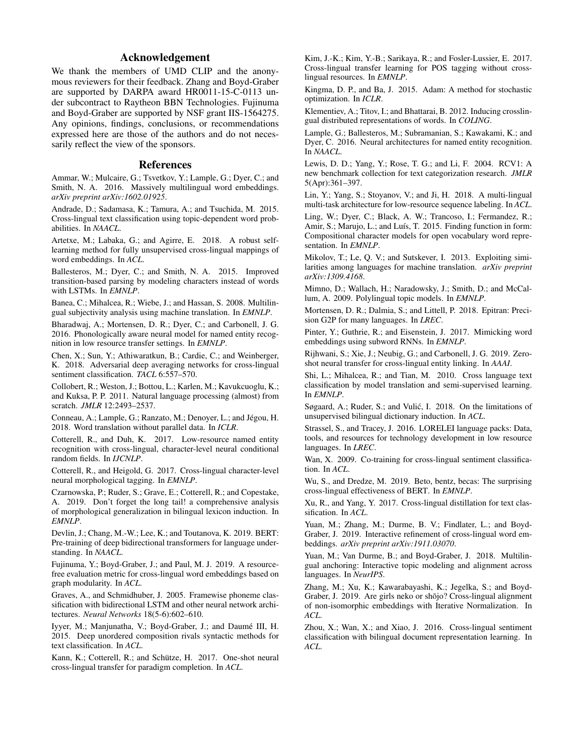## Acknowledgement

We thank the members of UMD CLIP and the anonymous reviewers for their feedback. Zhang and Boyd-Graber are supported by DARPA award HR0011-15-C-0113 under subcontract to Raytheon BBN Technologies. Fujinuma and Boyd-Graber are supported by NSF grant IIS-1564275. Any opinions, findings, conclusions, or recommendations expressed here are those of the authors and do not necessarily reflect the view of the sponsors.

## References

Ammar, W.; Mulcaire, G.; Tsvetkov, Y.; Lample, G.; Dyer, C.; and Smith, N. A. 2016. Massively multilingual word embeddings. *arXiv preprint arXiv:1602.01925*.

Andrade, D.; Sadamasa, K.; Tamura, A.; and Tsuchida, M. 2015. Cross-lingual text classification using topic-dependent word probabilities. In *NAACL*.

Artetxe, M.; Labaka, G.; and Agirre, E. 2018. A robust self-learning method for fully unsupervised cross-lingual mappings of word embeddings. In *ACL*.

Ballesteros, M.; Dyer, C.; and Smith, N. A. 2015. Improved transition-based parsing by modeling characters instead of words with LSTMs. In *EMNLP*.

Banea, C.; Mihalcea, R.; Wiebe, J.; and Hassan, S. 2008. Multilingual subjectivity analysis using machine translation. In *EMNLP*.

Bharadwaj, A.; Mortensen, D. R.; Dyer, C.; and Carbonell, J. G. 2016. Phonologically aware neural model for named entity recognition in low resource transfer settings. In *EMNLP*.

Chen, X.; Sun, Y.; Athiwaratkun, B.; Cardie, C.; and Weinberger, K. 2018. Adversarial deep averaging networks for cross-lingual sentiment classification. *TACL* 6:557–570.

Collobert, R.; Weston, J.; Bottou, L.; Karlen, M.; Kavukcuoglu, K.; and Kuksa, P. P. 2011. Natural language processing (almost) from scratch. *JMLR* 12:2493–2537.

Conneau, A.; Lample, G.; Ranzato, M.; Denoyer, L.; and Jégou, H. 2018. Word translation without parallel data. In *ICLR*.

Cotterell, R., and Duh, K. 2017. Low-resource named entity recognition with cross-lingual, character-level neural conditional random fields. In *IJCNLP*.

Cotterell, R., and Heigold, G. 2017. Cross-lingual character-level neural morphological tagging. In *EMNLP*.

Czarnowska, P.; Ruder, S.; Grave, E.; Cotterell, R.; and Copestake, A. 2019. Don't forget the long tail! a comprehensive analysis of morphological generalization in bilingual lexicon induction. In *EMNLP*.

Devlin, J.; Chang, M.-W.; Lee, K.; and Toutanova, K. 2019. BERT: Pre-training of deep bidirectional transformers for language understanding. In *NAACL*.

Fujinuma, Y.; Boyd-Graber, J.; and Paul, M. J. 2019. A resource-free evaluation metric for cross-lingual word embeddings based on graph modularity. In *ACL*.

Graves, A., and Schmidhuber, J. 2005. Framewise phoneme classification with bidirectional LSTM and other neural network architectures. *Neural Networks* 18(5-6):602–610.

Iyyer, M.; Manjunatha, V.; Boyd-Graber, J.; and Daumé III, H. 2015. Deep unordered composition rivals syntactic methods for text classification. In *ACL*.

Kann, K.; Cotterell, R.; and Schütze, H. 2017. One-shot neural cross-lingual transfer for paradigm completion. In *ACL*.

Kim, J.-K.; Kim, Y.-B.; Sarikaya, R.; and Fosler-Lussier, E. 2017. Cross-lingual transfer learning for POS tagging without cross-lingual resources. In *EMNLP*.

Kingma, D. P., and Ba, J. 2015. Adam: A method for stochastic optimization. In *ICLR*.

Klementiev, A.; Titov, I.; and Bhattarai, B. 2012. Inducing crosslingual distributed representations of words. In *COLING*.

Lample, G.; Ballesteros, M.; Subramanian, S.; Kawakami, K.; and Dyer, C. 2016. Neural architectures for named entity recognition. In *NAACL*.

Lewis, D. D.; Yang, Y.; Rose, T. G.; and Li, F. 2004. RCV1: A new benchmark collection for text categorization research. *JMLR* 5(Apr):361–397.

Lin, Y.; Yang, S.; Stoyanov, V.; and Ji, H. 2018. A multi-lingual multi-task architecture for low-resource sequence labeling. In *ACL*.

Ling, W.; Dyer, C.; Black, A. W.; Trancoso, I.; Fermandez, R.; Amir, S.; Marujo, L.; and Luís, T. 2015. Finding function in form: Compositional character models for open vocabulary word representation. In *EMNLP*.

Mikolov, T.; Le, Q. V.; and Sutskever, I. 2013. Exploiting similarities among languages for machine translation. *arXiv preprint arXiv:1309.4168*.

Mimno, D.; Wallach, H.; Naradowsky, J.; Smith, D.; and McCallum, A. 2009. Polylingual topic models. In *EMNLP*.

Mortensen, D. R.; Dalmia, S.; and Littell, P. 2018. Epitran: Precision G2P for many languages. In *LREC*.

Pinter, Y.; Guthrie, R.; and Eisenstein, J. 2017. Mimicking word embeddings using subword RNNs. In *EMNLP*.

Rijhwani, S.; Xie, J.; Neubig, G.; and Carbonell, J. G. 2019. Zero-shot neural transfer for cross-lingual entity linking. In *AAAI*.

Shi, L.; Mihalcea, R.; and Tian, M. 2010. Cross language text classification by model translation and semi-supervised learning. In *EMNLP*.

Søgaard, A.; Ruder, S.; and Vulić, I. 2018. On the limitations of unsupervised bilingual dictionary induction. In *ACL*.

Strassel, S., and Tracey, J. 2016. LORELEI language packs: Data, tools, and resources for technology development in low resource languages. In *LREC*.

Wan, X. 2009. Co-training for cross-lingual sentiment classification. In *ACL*.

Wu, S., and Dredze, M. 2019. Beto, bentz, becas: The surprising cross-lingual effectiveness of BERT. In *EMNLP*.

Xu, R., and Yang, Y. 2017. Cross-lingual distillation for text classification. In *ACL*.

Yuan, M.; Zhang, M.; Durme, B. V.; Findlater, L.; and Boyd-Graber, J. 2019. Interactive refinement of cross-lingual word embeddings. *arXiv preprint arXiv:1911.03070*.

Yuan, M.; Van Durme, B.; and Boyd-Graber, J. 2018. Multilingual anchoring: Interactive topic modeling and alignment across languages. In *NeurIPS*.

Zhang, M.; Xu, K.; Kawarabayashi, K.; Jegelka, S.; and Boyd-Graber, J. 2019. Are girls neko or shōjo? Cross-lingual alignment of non-isomorphic embeddings with Iterative Normalization. In *ACL*.

Zhou, X.; Wan, X.; and Xiao, J. 2016. Cross-lingual sentiment classification with bilingual document representation learning. In *ACL*.